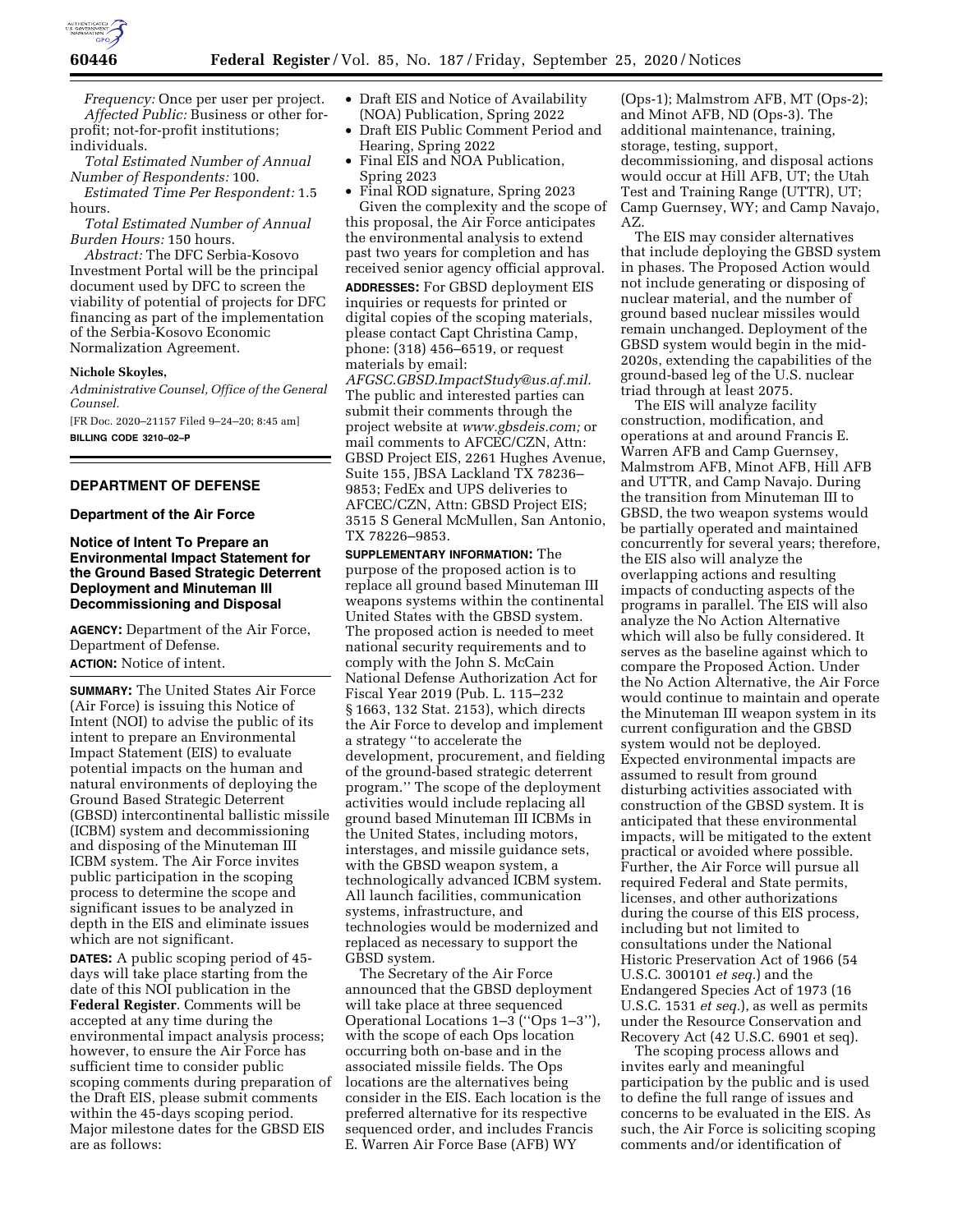*Frequency:* Once per user per project.

*Affected Public:* Business or other for-profit; not-for-profit institutions; individuals.

*Total Estimated Number of Annual Number of Respondents:* 100.

*Estimated Time Per Respondent:* 1.5 hours.

*Total Estimated Number of Annual Burden Hours:* 150 hours.

*Abstract:* The DFC Serbia-Kosovo Investment Portal will be the principal document used by DFC to screen the viability of potential of projects for DFC financing as part of the implementation of the Serbia-Kosovo Economic Normalization Agreement.

**Nichole Skoyles,**

*Administrative Counsel, Office of the General Counsel.*

[FR Doc. 2020–21157 Filed 9–24–20; 8:45 am]

**BILLING CODE 3210–02–P**

## DEPARTMENT OF DEFENSE

### Department of the Air Force

### Notice of Intent To Prepare an Environmental Impact Statement for the Ground Based Strategic Deterrent Deployment and Minuteman III Decommissioning and Disposal

**AGENCY:** Department of the Air Force, Department of Defense.

**ACTION:** Notice of intent.

**SUMMARY:** The United States Air Force (Air Force) is issuing this Notice of Intent (NOI) to advise the public of its intent to prepare an Environmental Impact Statement (EIS) to evaluate potential impacts on the human and natural environments of deploying the Ground Based Strategic Deterrent (GBSD) intercontinental ballistic missile (ICBM) system and decommissioning and disposing of the Minuteman III ICBM system. The Air Force invites public participation in the scoping process to determine the scope and significant issues to be analyzed in depth in the EIS and eliminate issues which are not significant.

**DATES:** A public scoping period of 45-days will take place starting from the date of this NOI publication in the **Federal Register**. Comments will be accepted at any time during the environmental impact analysis process; however, to ensure the Air Force has sufficient time to consider public scoping comments during preparation of the Draft EIS, please submit comments within the 45-days scoping period. Major milestone dates for the GBSD EIS are as follows:

- Draft EIS and Notice of Availability (NOA) Publication, Spring 2022
- Draft EIS Public Comment Period and Hearing, Spring 2022
- Final EIS and NOA Publication, Spring 2023
- Final ROD signature, Spring 2023

Given the complexity and the scope of this proposal, the Air Force anticipates the environmental analysis to extend past two years for completion and has received senior agency official approval.

**ADDRESSES:** For GBSD deployment EIS inquiries or requests for printed or digital copies of the scoping materials, please contact Capt Christina Camp, phone: (318) 456–6519, or request materials by email: *AFGSC.GBSD.ImpactStudy@us.af.mil.* The public and interested parties can submit their comments through the project website at *www.gbsdeis.com;* or mail comments to AFCEC/CZN, Attn: GBSD Project EIS, 2261 Hughes Avenue, Suite 155, JBSA Lackland TX 78236–9853; FedEx and UPS deliveries to AFCEC/CZN, Attn: GBSD Project EIS; 3515 S General McMullen, San Antonio, TX 78226–9853.

**SUPPLEMENTARY INFORMATION:** The purpose of the proposed action is to replace all ground based Minuteman III weapons systems within the continental United States with the GBSD system. The proposed action is needed to meet national security requirements and to comply with the John S. McCain National Defense Authorization Act for Fiscal Year 2019 (Pub. L. 115–232 § 1663, 132 Stat. 2153), which directs the Air Force to develop and implement a strategy ''to accelerate the development, procurement, and fielding of the ground-based strategic deterrent program.'' The scope of the deployment activities would include replacing all ground based Minuteman III ICBMs in the United States, including motors, interstages, and missile guidance sets, with the GBSD weapon system, a technologically advanced ICBM system. All launch facilities, communication systems, infrastructure, and technologies would be modernized and replaced as necessary to support the GBSD system.

The Secretary of the Air Force announced that the GBSD deployment will take place at three sequenced Operational Locations 1–3 (''Ops 1–3''), with the scope of each Ops location occurring both on-base and in the associated missile fields. The Ops locations are the alternatives being consider in the EIS. Each location is the preferred alternative for its respective sequenced order, and includes Francis E. Warren Air Force Base (AFB) WY (Ops-1); Malmstrom AFB, MT (Ops-2); and Minot AFB, ND (Ops-3). The additional maintenance, training, storage, testing, support, decommissioning, and disposal actions would occur at Hill AFB, UT; the Utah Test and Training Range (UTTR), UT; Camp Guernsey, WY; and Camp Navajo, AZ.

The EIS may consider alternatives that include deploying the GBSD system in phases. The Proposed Action would not include generating or disposing of nuclear material, and the number of ground based nuclear missiles would remain unchanged. Deployment of the GBSD system would begin in the mid-2020s, extending the capabilities of the ground-based leg of the U.S. nuclear triad through at least 2075.

The EIS will analyze facility construction, modification, and operations at and around Francis E. Warren AFB and Camp Guernsey, Malmstrom AFB, Minot AFB, Hill AFB and UTTR, and Camp Navajo. During the transition from Minuteman III to GBSD, the two weapon systems would be partially operated and maintained concurrently for several years; therefore, the EIS also will analyze the overlapping actions and resulting impacts of conducting aspects of the programs in parallel. The EIS will also analyze the No Action Alternative which will also be fully considered. It serves as the baseline against which to compare the Proposed Action. Under the No Action Alternative, the Air Force would continue to maintain and operate the Minuteman III weapon system in its current configuration and the GBSD system would not be deployed. Expected environmental impacts are assumed to result from ground disturbing activities associated with construction of the GBSD system. It is anticipated that these environmental impacts, will be mitigated to the extent practical or avoided where possible. Further, the Air Force will pursue all required Federal and State permits, licenses, and other authorizations during the course of this EIS process, including but not limited to consultations under the National Historic Preservation Act of 1966 (54 U.S.C. 300101 *et seq.*) and the Endangered Species Act of 1973 (16 U.S.C. 1531 *et seq.*), as well as permits under the Resource Conservation and Recovery Act (42 U.S.C. 6901 et seq).

The scoping process allows and invites early and meaningful participation by the public and is used to define the full range of issues and concerns to be evaluated in the EIS. As such, the Air Force is soliciting scoping comments and/or identification of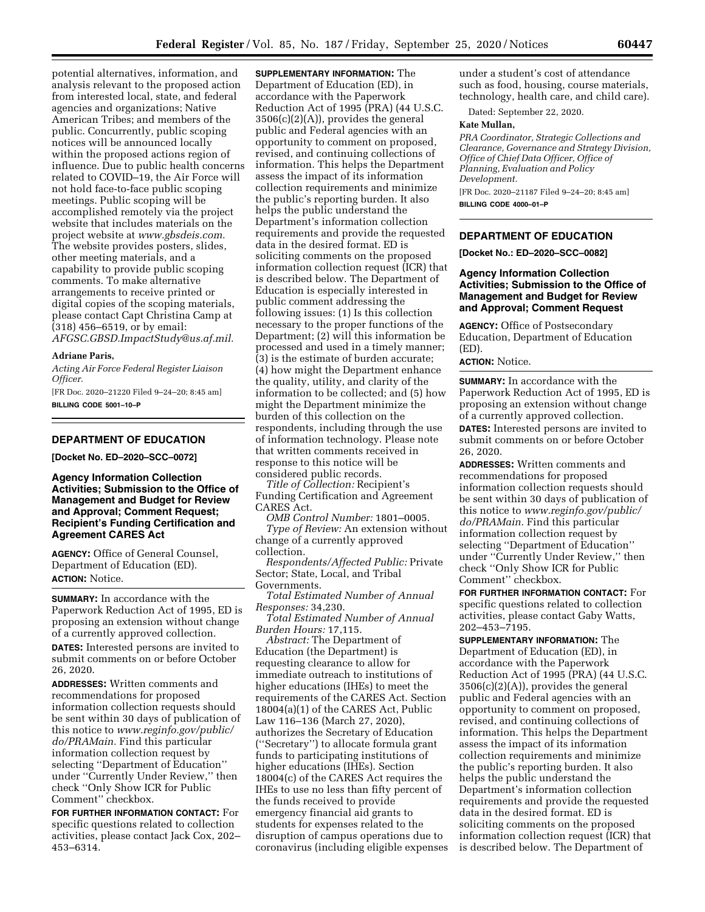potential alternatives, information, and analysis relevant to the proposed action from interested local, state, and federal agencies and organizations; Native American Tribes; and members of the public. Concurrently, public scoping notices will be announced locally within the proposed actions region of influence. Due to public health concerns related to COVID–19, the Air Force will not hold face-to-face public scoping meetings. Public scoping will be accomplished remotely via the project website that includes materials on the project website at *www.gbsdeis.com.* The website provides posters, slides, other meeting materials, and a capability to provide public scoping comments. To make alternative arrangements to receive printed or digital copies of the scoping materials, please contact Capt Christina Camp at (318) 456–6519, or by email: *AFGSC.GBSD.ImpactStudy@us.af.mil.*

**Adriane Paris,**

*Acting Air Force Federal Register Liaison Officer.*

[FR Doc. 2020–21220 Filed 9–24–20; 8:45 am]

**BILLING CODE 5001–10–P**

## DEPARTMENT OF EDUCATION

**[Docket No. ED–2020–SCC–0072]**

### Agency Information Collection Activities; Submission to the Office of Management and Budget for Review and Approval; Comment Request; Recipient's Funding Certification and Agreement CARES Act

**AGENCY:** Office of General Counsel, Department of Education (ED).

**ACTION:** Notice.

**SUMMARY:** In accordance with the Paperwork Reduction Act of 1995, ED is proposing an extension without change of a currently approved collection.

**DATES:** Interested persons are invited to submit comments on or before October 26, 2020.

**ADDRESSES:** Written comments and recommendations for proposed information collection requests should be sent within 30 days of publication of this notice to *www.reginfo.gov/public/do/PRAMain.* Find this particular information collection request by selecting ''Department of Education'' under ''Currently Under Review,'' then check ''Only Show ICR for Public Comment'' checkbox.

**FOR FURTHER INFORMATION CONTACT:** For specific questions related to collection activities, please contact Jack Cox, 202–453–6314.

**SUPPLEMENTARY INFORMATION:** The Department of Education (ED), in accordance with the Paperwork Reduction Act of 1995 (PRA) (44 U.S.C. 3506(c)(2)(A)), provides the general public and Federal agencies with an opportunity to comment on proposed, revised, and continuing collections of information. This helps the Department assess the impact of its information collection requirements and minimize the public's reporting burden. It also helps the public understand the Department's information collection requirements and provide the requested data in the desired format. ED is soliciting comments on the proposed information collection request (ICR) that is described below. The Department of Education is especially interested in public comment addressing the following issues: (1) Is this collection necessary to the proper functions of the Department; (2) will this information be processed and used in a timely manner; (3) is the estimate of burden accurate; (4) how might the Department enhance the quality, utility, and clarity of the information to be collected; and (5) how might the Department minimize the burden of this collection on the respondents, including through the use of information technology. Please note that written comments received in response to this notice will be considered public records.

*Title of Collection:* Recipient's Funding Certification and Agreement CARES Act.

*OMB Control Number:* 1801–0005.

*Type of Review:* An extension without change of a currently approved collection.

*Respondents/Affected Public:* Private Sector; State, Local, and Tribal Governments.

*Total Estimated Number of Annual Responses:* 34,230.

*Total Estimated Number of Annual Burden Hours:* 17,115.

*Abstract:* The Department of Education (the Department) is requesting clearance to allow for immediate outreach to institutions of higher educations (IHEs) to meet the requirements of the CARES Act. Section 18004(a)(1) of the CARES Act, Public Law 116–136 (March 27, 2020), authorizes the Secretary of Education (''Secretary'') to allocate formula grant funds to participating institutions of higher educations (IHEs). Section 18004(c) of the CARES Act requires the IHEs to use no less than fifty percent of the funds received to provide emergency financial aid grants to students for expenses related to the disruption of campus operations due to coronavirus (including eligible expenses under a student's cost of attendance such as food, housing, course materials, technology, health care, and child care).

Dated: September 22, 2020.

**Kate Mullan,**

*PRA Coordinator, Strategic Collections and Clearance, Governance and Strategy Division, Office of Chief Data Officer, Office of Planning, Evaluation and Policy Development.*

[FR Doc. 2020–21187 Filed 9–24–20; 8:45 am]

**BILLING CODE 4000–01–P**

## DEPARTMENT OF EDUCATION

**[Docket No.: ED–2020–SCC–0082]**

### Agency Information Collection Activities; Submission to the Office of Management and Budget for Review and Approval; Comment Request

**AGENCY:** Office of Postsecondary Education, Department of Education (ED).

**ACTION:** Notice.

**SUMMARY:** In accordance with the Paperwork Reduction Act of 1995, ED is proposing an extension without change of a currently approved collection.

**DATES:** Interested persons are invited to submit comments on or before October 26, 2020.

**ADDRESSES:** Written comments and recommendations for proposed information collection requests should be sent within 30 days of publication of this notice to *www.reginfo.gov/public/do/PRAMain.* Find this particular information collection request by selecting ''Department of Education'' under ''Currently Under Review,'' then check ''Only Show ICR for Public Comment'' checkbox.

**FOR FURTHER INFORMATION CONTACT:** For specific questions related to collection activities, please contact Gaby Watts, 202–453–7195.

**SUPPLEMENTARY INFORMATION:** The Department of Education (ED), in accordance with the Paperwork Reduction Act of 1995 (PRA) (44 U.S.C. 3506(c)(2)(A)), provides the general public and Federal agencies with an opportunity to comment on proposed, revised, and continuing collections of information. This helps the Department assess the impact of its information collection requirements and minimize the public's reporting burden. It also helps the public understand the Department's information collection requirements and provide the requested data in the desired format. ED is soliciting comments on the proposed information collection request (ICR) that is described below. The Department of